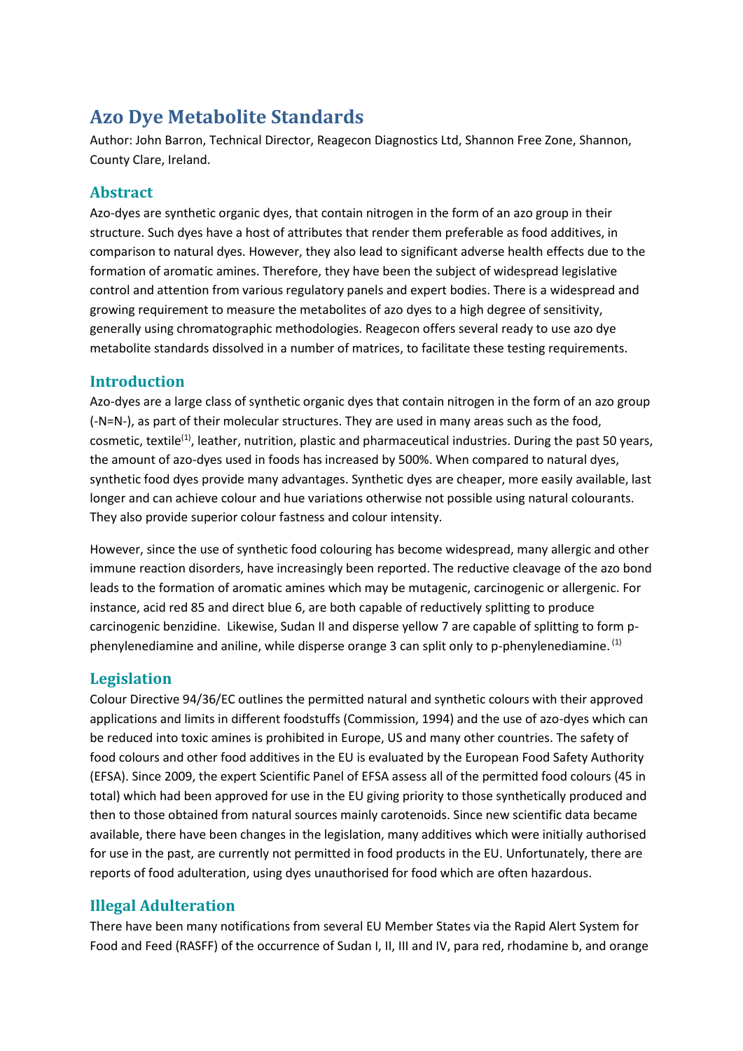# Azo Dye Metabolite Standards

Author: John Barron, Technical Director, Reagecon Diagnostics Ltd, Shannon Free Zone, Shannon, County Clare, Ireland.

## Abstract

Azo-dyes are synthetic organic dyes, that contain nitrogen in the form of an azo group in their structure. Such dyes have a host of attributes that render them preferable as food additives, in comparison to natural dyes. However, they also lead to significant adverse health effects due to the formation of aromatic amines. Therefore, they have been the subject of widespread legislative control and attention from various regulatory panels and expert bodies. There is a widespread and growing requirement to measure the metabolites of azo dyes to a high degree of sensitivity, generally using chromatographic methodologies. Reagecon offers several ready to use azo dye metabolite standards dissolved in a number of matrices, to facilitate these testing requirements.

## Introduction

Azo-dyes are a large class of synthetic organic dyes that contain nitrogen in the form of an azo group (-N=N-), as part of their molecular structures. They are used in many areas such as the food, cosmetic, textile[1], leather, nutrition, plastic and pharmaceutical industries. During the past 50 years, the amount of azo-dyes used in foods has increased by 500%. When compared to natural dyes, synthetic food dyes provide many advantages. Synthetic dyes are cheaper, more easily available, last longer and can achieve colour and hue variations otherwise not possible using natural colourants. They also provide superior colour fastness and colour intensity.

However, since the use of synthetic food colouring has become widespread, many allergic and other immune reaction disorders, have increasingly been reported. The reductive cleavage of the azo bond leads to the formation of aromatic amines which may be mutagenic, carcinogenic or allergenic. For instance, acid red 85 and direct blue 6, are both capable of reductively splitting to produce carcinogenic benzidine. Likewise, Sudan II and disperse yellow 7 are capable of splitting to form p-phenylenediamine and aniline, while disperse orange 3 can split only to p-phenylenediamine. [1]

## Legislation

Colour Directive 94/36/EC outlines the permitted natural and synthetic colours with their approved applications and limits in different foodstuffs (Commission, 1994) and the use of azo-dyes which can be reduced into toxic amines is prohibited in Europe, US and many other countries. The safety of food colours and other food additives in the EU is evaluated by the European Food Safety Authority (EFSA). Since 2009, the expert Scientific Panel of EFSA assess all of the permitted food colours (45 in total) which had been approved for use in the EU giving priority to those synthetically produced and then to those obtained from natural sources mainly carotenoids. Since new scientific data became available, there have been changes in the legislation, many additives which were initially authorised for use in the past, are currently not permitted in food products in the EU. Unfortunately, there are reports of food adulteration, using dyes unauthorised for food which are often hazardous.

## Illegal Adulteration

There have been many notifications from several EU Member States via the Rapid Alert System for Food and Feed (RASFF) of the occurrence of Sudan I, II, III and IV, para red, rhodamine b, and orange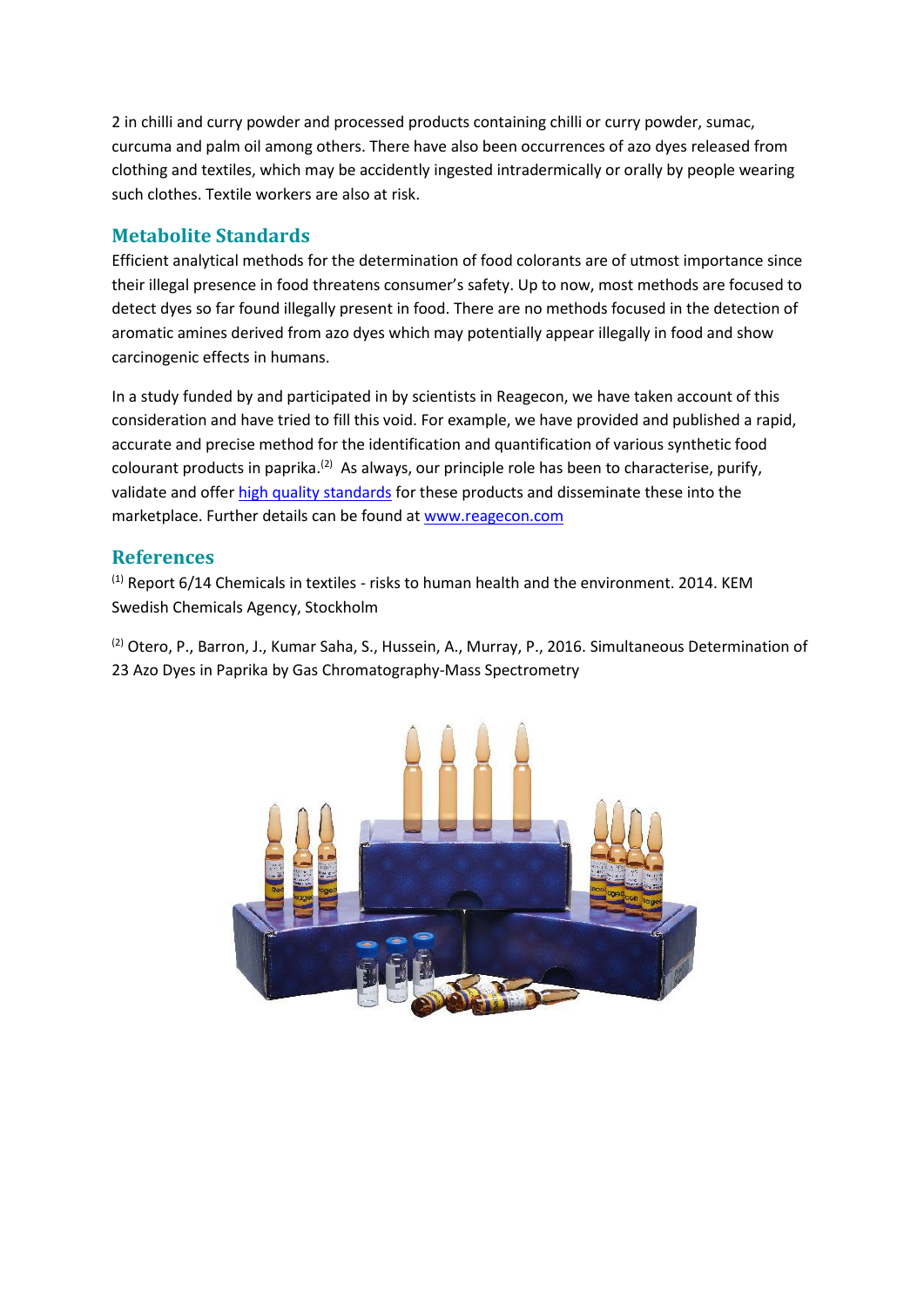2 in chilli and curry powder and processed products containing chilli or curry powder, sumac, curcuma and palm oil among others. There have also been occurrences of azo dyes released from clothing and textiles, which may be accidently ingested intradermically or orally by people wearing such clothes. Textile workers are also at risk.

## Metabolite Standards

Efficient analytical methods for the determination of food colorants are of utmost importance since their illegal presence in food threatens consumer's safety. Up to now, most methods are focused to detect dyes so far found illegally present in food. There are no methods focused in the detection of aromatic amines derived from azo dyes which may potentially appear illegally in food and show carcinogenic effects in humans.

In a study funded by and participated in by scientists in Reagecon, we have taken account of this consideration and have tried to fill this void. For example, we have provided and published a rapid, accurate and precise method for the identification and quantification of various synthetic food colourant products in paprika.[2] As always, our principle role has been to characterise, purify, validate and offer high quality standards for these products and disseminate these into the marketplace. Further details can be found at www.reagecon.com

## References

[1] Report 6/14 Chemicals in textiles - risks to human health and the environment. 2014. KEM Swedish Chemicals Agency, Stockholm

[2] Otero, P., Barron, J., Kumar Saha, S., Hussein, A., Murray, P., 2016. Simultaneous Determination of 23 Azo Dyes in Paprika by Gas Chromatography-Mass Spectrometry